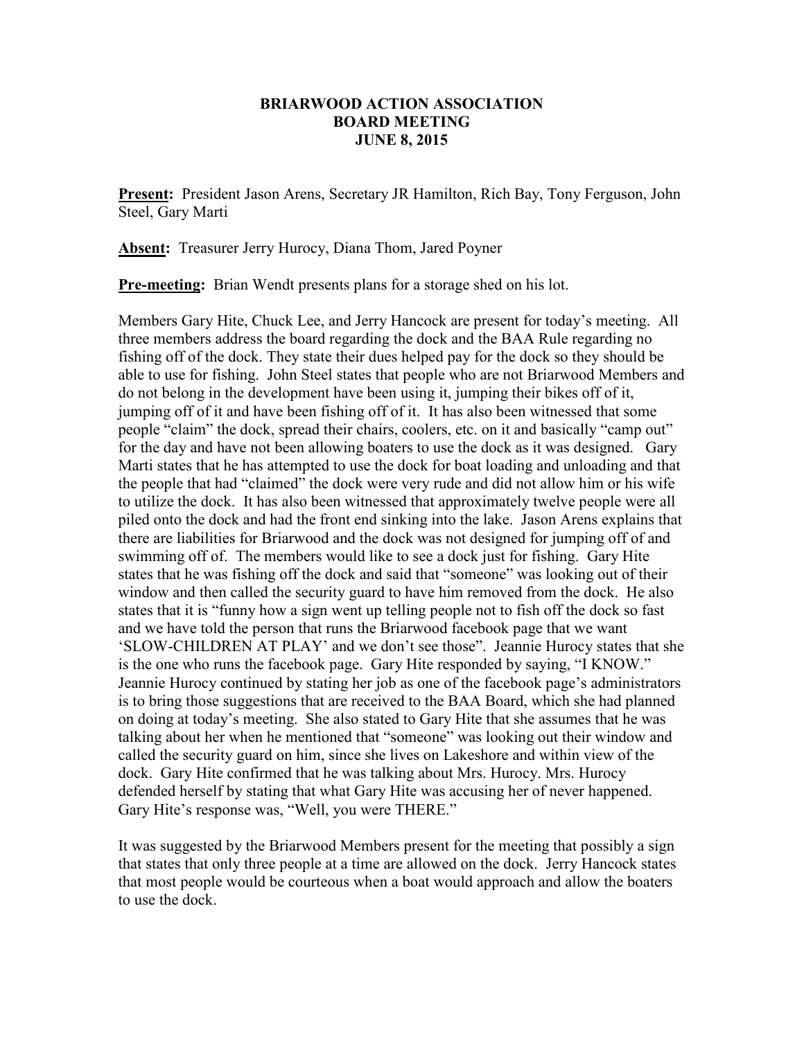# BRIARWOOD ACTION ASSOCIATION
## BOARD MEETING
## JUNE 8, 2015

**Present:** President Jason Arens, Secretary JR Hamilton, Rich Bay, Tony Ferguson, John Steel, Gary Marti

**Absent:** Treasurer Jerry Hurocy, Diana Thom, Jared Poyner

**Pre-meeting:** Brian Wendt presents plans for a storage shed on his lot.

Members Gary Hite, Chuck Lee, and Jerry Hancock are present for today's meeting. All three members address the board regarding the dock and the BAA Rule regarding no fishing off of the dock. They state their dues helped pay for the dock so they should be able to use for fishing. John Steel states that people who are not Briarwood Members and do not belong in the development have been using it, jumping their bikes off of it, jumping off of it and have been fishing off of it. It has also been witnessed that some people "claim" the dock, spread their chairs, coolers, etc. on it and basically "camp out" for the day and have not been allowing boaters to use the dock as it was designed. Gary Marti states that he has attempted to use the dock for boat loading and unloading and that the people that had "claimed" the dock were very rude and did not allow him or his wife to utilize the dock. It has also been witnessed that approximately twelve people were all piled onto the dock and had the front end sinking into the lake. Jason Arens explains that there are liabilities for Briarwood and the dock was not designed for jumping off of and swimming off of. The members would like to see a dock just for fishing. Gary Hite states that he was fishing off the dock and said that "someone" was looking out of their window and then called the security guard to have him removed from the dock. He also states that it is "funny how a sign went up telling people not to fish off the dock so fast and we have told the person that runs the Briarwood facebook page that we want 'SLOW-CHILDREN AT PLAY' and we don't see those". Jeannie Hurocy states that she is the one who runs the facebook page. Gary Hite responded by saying, "I KNOW." Jeannie Hurocy continued by stating her job as one of the facebook page's administrators is to bring those suggestions that are received to the BAA Board, which she had planned on doing at today's meeting. She also stated to Gary Hite that she assumes that he was talking about her when he mentioned that "someone" was looking out their window and called the security guard on him, since she lives on Lakeshore and within view of the dock. Gary Hite confirmed that he was talking about Mrs. Hurocy. Mrs. Hurocy defended herself by stating that what Gary Hite was accusing her of never happened. Gary Hite's response was, "Well, you were THERE."

It was suggested by the Briarwood Members present for the meeting that possibly a sign that states that only three people at a time are allowed on the dock. Jerry Hancock states that most people would be courteous when a boat would approach and allow the boaters to use the dock.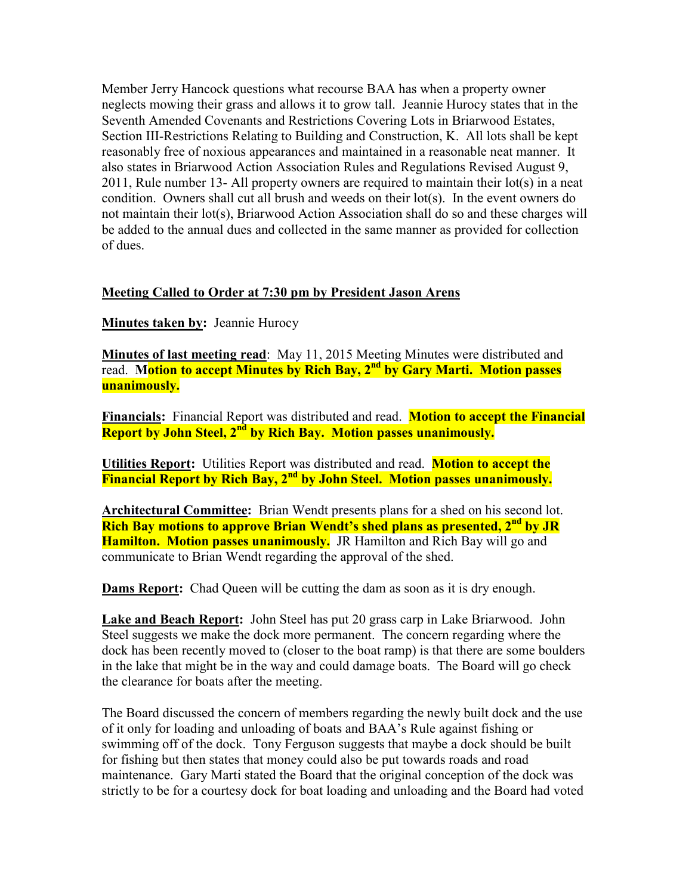Member Jerry Hancock questions what recourse BAA has when a property owner neglects mowing their grass and allows it to grow tall. Jeannie Hurocy states that in the Seventh Amended Covenants and Restrictions Covering Lots in Briarwood Estates, Section III-Restrictions Relating to Building and Construction, K. All lots shall be kept reasonably free of noxious appearances and maintained in a reasonable neat manner. It also states in Briarwood Action Association Rules and Regulations Revised August 9, 2011, Rule number 13- All property owners are required to maintain their lot(s) in a neat condition. Owners shall cut all brush and weeds on their lot(s). In the event owners do not maintain their lot(s), Briarwood Action Association shall do so and these charges will be added to the annual dues and collected in the same manner as provided for collection of dues.

**Meeting Called to Order at 7:30 pm by President Jason Arens**

**Minutes taken by:** Jeannie Hurocy

**Minutes of last meeting read**: May 11, 2015 Meeting Minutes were distributed and read. **Motion to accept Minutes by Rich Bay, 2nd by Gary Marti. Motion passes unanimously.**

**Financials:** Financial Report was distributed and read. **Motion to accept the Financial Report by John Steel, 2nd by Rich Bay. Motion passes unanimously.**

**Utilities Report:** Utilities Report was distributed and read. **Motion to accept the Financial Report by Rich Bay, 2nd by John Steel. Motion passes unanimously.**

**Architectural Committee:** Brian Wendt presents plans for a shed on his second lot. **Rich Bay motions to approve Brian Wendt's shed plans as presented, 2nd by JR Hamilton. Motion passes unanimously.** JR Hamilton and Rich Bay will go and communicate to Brian Wendt regarding the approval of the shed.

**Dams Report:** Chad Queen will be cutting the dam as soon as it is dry enough.

**Lake and Beach Report:** John Steel has put 20 grass carp in Lake Briarwood. John Steel suggests we make the dock more permanent. The concern regarding where the dock has been recently moved to (closer to the boat ramp) is that there are some boulders in the lake that might be in the way and could damage boats. The Board will go check the clearance for boats after the meeting.

The Board discussed the concern of members regarding the newly built dock and the use of it only for loading and unloading of boats and BAA's Rule against fishing or swimming off of the dock. Tony Ferguson suggests that maybe a dock should be built for fishing but then states that money could also be put towards roads and road maintenance. Gary Marti stated the Board that the original conception of the dock was strictly to be for a courtesy dock for boat loading and unloading and the Board had voted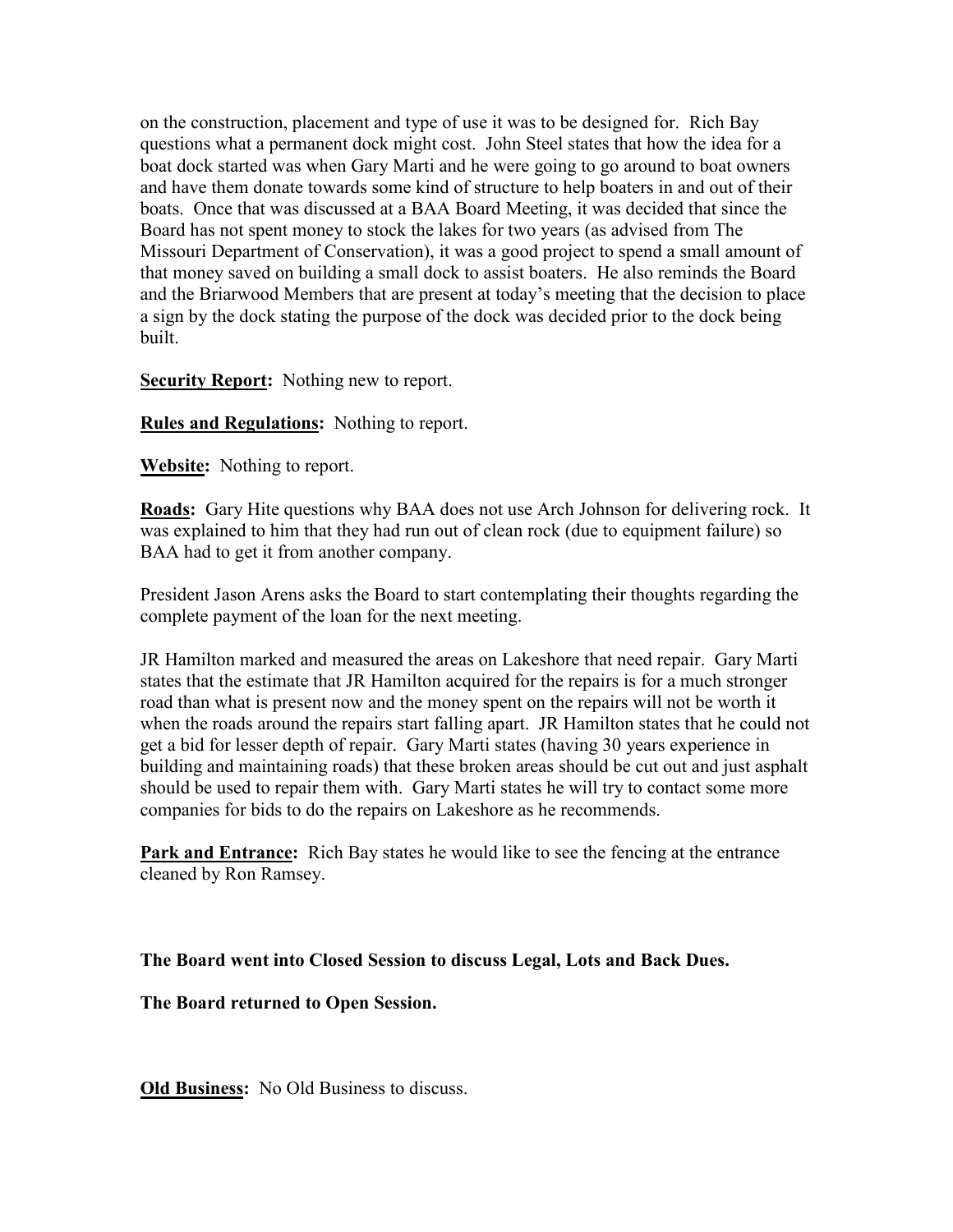on the construction, placement and type of use it was to be designed for. Rich Bay questions what a permanent dock might cost. John Steel states that how the idea for a boat dock started was when Gary Marti and he were going to go around to boat owners and have them donate towards some kind of structure to help boaters in and out of their boats. Once that was discussed at a BAA Board Meeting, it was decided that since the Board has not spent money to stock the lakes for two years (as advised from The Missouri Department of Conservation), it was a good project to spend a small amount of that money saved on building a small dock to assist boaters. He also reminds the Board and the Briarwood Members that are present at today's meeting that the decision to place a sign by the dock stating the purpose of the dock was decided prior to the dock being built.

**Security Report:** Nothing new to report.

**Rules and Regulations:** Nothing to report.

**Website:** Nothing to report.

**Roads:** Gary Hite questions why BAA does not use Arch Johnson for delivering rock. It was explained to him that they had run out of clean rock (due to equipment failure) so BAA had to get it from another company.

President Jason Arens asks the Board to start contemplating their thoughts regarding the complete payment of the loan for the next meeting.

JR Hamilton marked and measured the areas on Lakeshore that need repair. Gary Marti states that the estimate that JR Hamilton acquired for the repairs is for a much stronger road than what is present now and the money spent on the repairs will not be worth it when the roads around the repairs start falling apart. JR Hamilton states that he could not get a bid for lesser depth of repair. Gary Marti states (having 30 years experience in building and maintaining roads) that these broken areas should be cut out and just asphalt should be used to repair them with. Gary Marti states he will try to contact some more companies for bids to do the repairs on Lakeshore as he recommends.

**Park and Entrance:** Rich Bay states he would like to see the fencing at the entrance cleaned by Ron Ramsey.

**The Board went into Closed Session to discuss Legal, Lots and Back Dues.**

**The Board returned to Open Session.**

**Old Business:** No Old Business to discuss.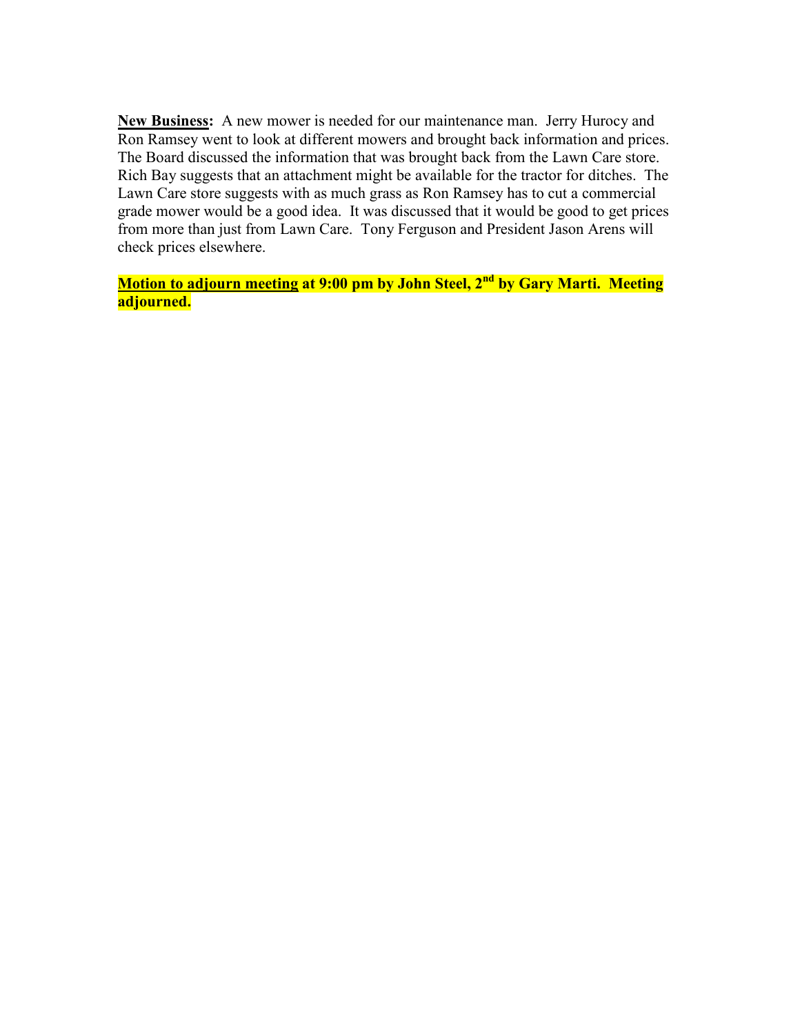**New Business:** A new mower is needed for our maintenance man. Jerry Hurocy and Ron Ramsey went to look at different mowers and brought back information and prices. The Board discussed the information that was brought back from the Lawn Care store. Rich Bay suggests that an attachment might be available for the tractor for ditches. The Lawn Care store suggests with as much grass as Ron Ramsey has to cut a commercial grade mower would be a good idea. It was discussed that it would be good to get prices from more than just from Lawn Care. Tony Ferguson and President Jason Arens will check prices elsewhere.

**Motion to adjourn meeting at 9:00 pm by John Steel, 2nd by Gary Marti. Meeting adjourned.**